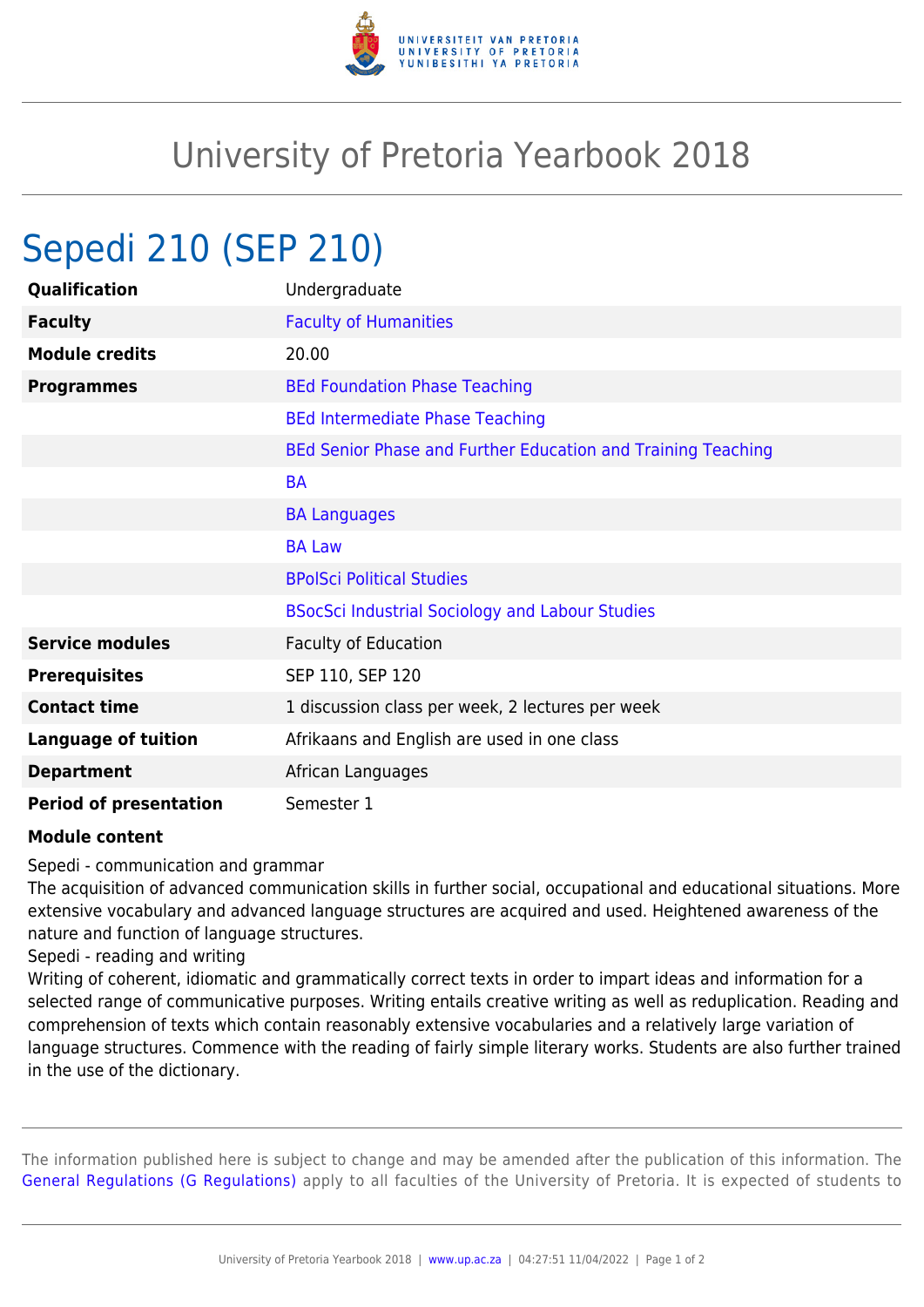# University of Pretoria Yearbook 2018

## Sepedi 210 (SEP 210)

| | |
|---|---|
| **Qualification** | Undergraduate |
| **Faculty** | Faculty of Humanities |
| **Module credits** | 20.00 |
| **Programmes** | BEd Foundation Phase Teaching |
| | BEd Intermediate Phase Teaching |
| | BEd Senior Phase and Further Education and Training Teaching |
| | BA |
| | BA Languages |
| | BA Law |
| | BPolSci Political Studies |
| | BSocSci Industrial Sociology and Labour Studies |
| **Service modules** | Faculty of Education |
| **Prerequisites** | SEP 110, SEP 120 |
| **Contact time** | 1 discussion class per week, 2 lectures per week |
| **Language of tuition** | Afrikaans and English are used in one class |
| **Department** | African Languages |
| **Period of presentation** | Semester 1 |

**Module content**

Sepedi - communication and grammar

The acquisition of advanced communication skills in further social, occupational and educational situations. More extensive vocabulary and advanced language structures are acquired and used. Heightened awareness of the nature and function of language structures.

Sepedi - reading and writing

Writing of coherent, idiomatic and grammatically correct texts in order to impart ideas and information for a selected range of communicative purposes. Writing entails creative writing as well as reduplication. Reading and comprehension of texts which contain reasonably extensive vocabularies and a relatively large variation of language structures. Commence with the reading of fairly simple literary works. Students are also further trained in the use of the dictionary.

The information published here is subject to change and may be amended after the publication of this information. The General Regulations (G Regulations) apply to all faculties of the University of Pretoria. It is expected of students to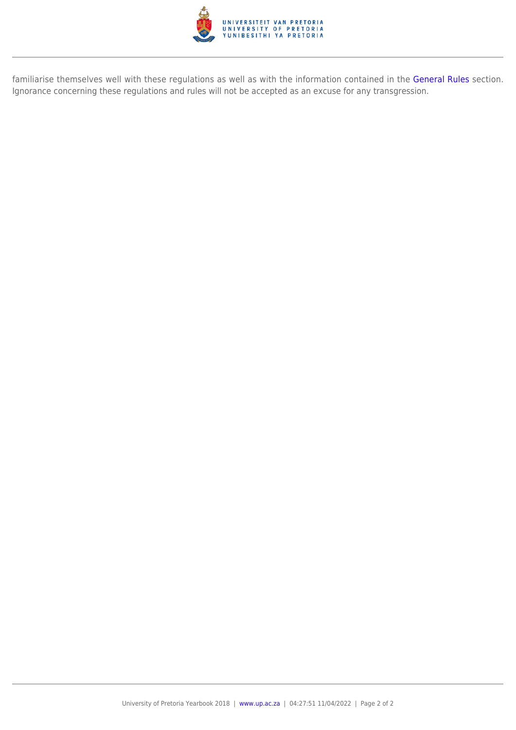familiarise themselves well with these regulations as well as with the information contained in the General Rules section. Ignorance concerning these regulations and rules will not be accepted as an excuse for any transgression.